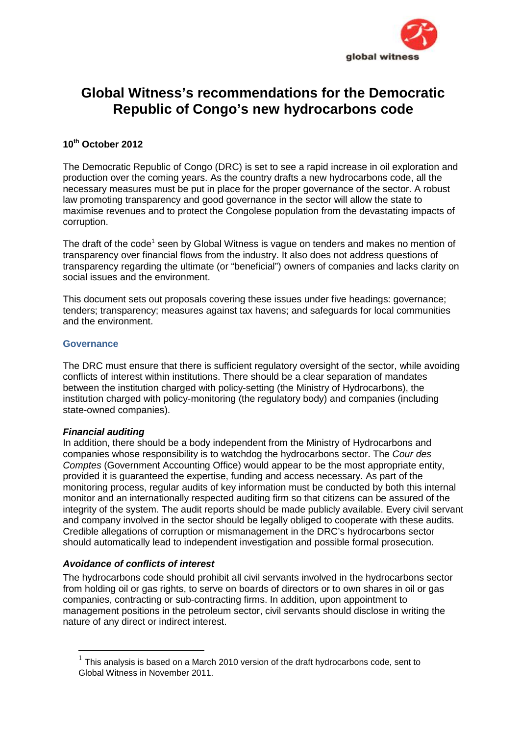# Global Witness's recommendations for the Democratic Republic of Congo's new hydrocarbons code

**10th October 2012**

The Democratic Republic of Congo (DRC) is set to see a rapid increase in oil exploration and production over the coming years. As the country drafts a new hydrocarbons code, all the necessary measures must be put in place for the proper governance of the sector. A robust law promoting transparency and good governance in the sector will allow the state to maximise revenues and to protect the Congolese population from the devastating impacts of corruption.

The draft of the code[1] seen by Global Witness is vague on tenders and makes no mention of transparency over financial flows from the industry. It also does not address questions of transparency regarding the ultimate (or "beneficial") owners of companies and lacks clarity on social issues and the environment.

This document sets out proposals covering these issues under five headings: governance; tenders; transparency; measures against tax havens; and safeguards for local communities and the environment.

## Governance

The DRC must ensure that there is sufficient regulatory oversight of the sector, while avoiding conflicts of interest within institutions. There should be a clear separation of mandates between the institution charged with policy-setting (the Ministry of Hydrocarbons), the institution charged with policy-monitoring (the regulatory body) and companies (including state-owned companies).

### *Financial auditing*

In addition, there should be a body independent from the Ministry of Hydrocarbons and companies whose responsibility is to watchdog the hydrocarbons sector. The *Cour des Comptes* (Government Accounting Office) would appear to be the most appropriate entity, provided it is guaranteed the expertise, funding and access necessary. As part of the monitoring process, regular audits of key information must be conducted by both this internal monitor and an internationally respected auditing firm so that citizens can be assured of the integrity of the system. The audit reports should be made publicly available. Every civil servant and company involved in the sector should be legally obliged to cooperate with these audits. Credible allegations of corruption or mismanagement in the DRC's hydrocarbons sector should automatically lead to independent investigation and possible formal prosecution.

### *Avoidance of conflicts of interest*

The hydrocarbons code should prohibit all civil servants involved in the hydrocarbons sector from holding oil or gas rights, to serve on boards of directors or to own shares in oil or gas companies, contracting or sub-contracting firms. In addition, upon appointment to management positions in the petroleum sector, civil servants should disclose in writing the nature of any direct or indirect interest.

---

[1] This analysis is based on a March 2010 version of the draft hydrocarbons code, sent to Global Witness in November 2011.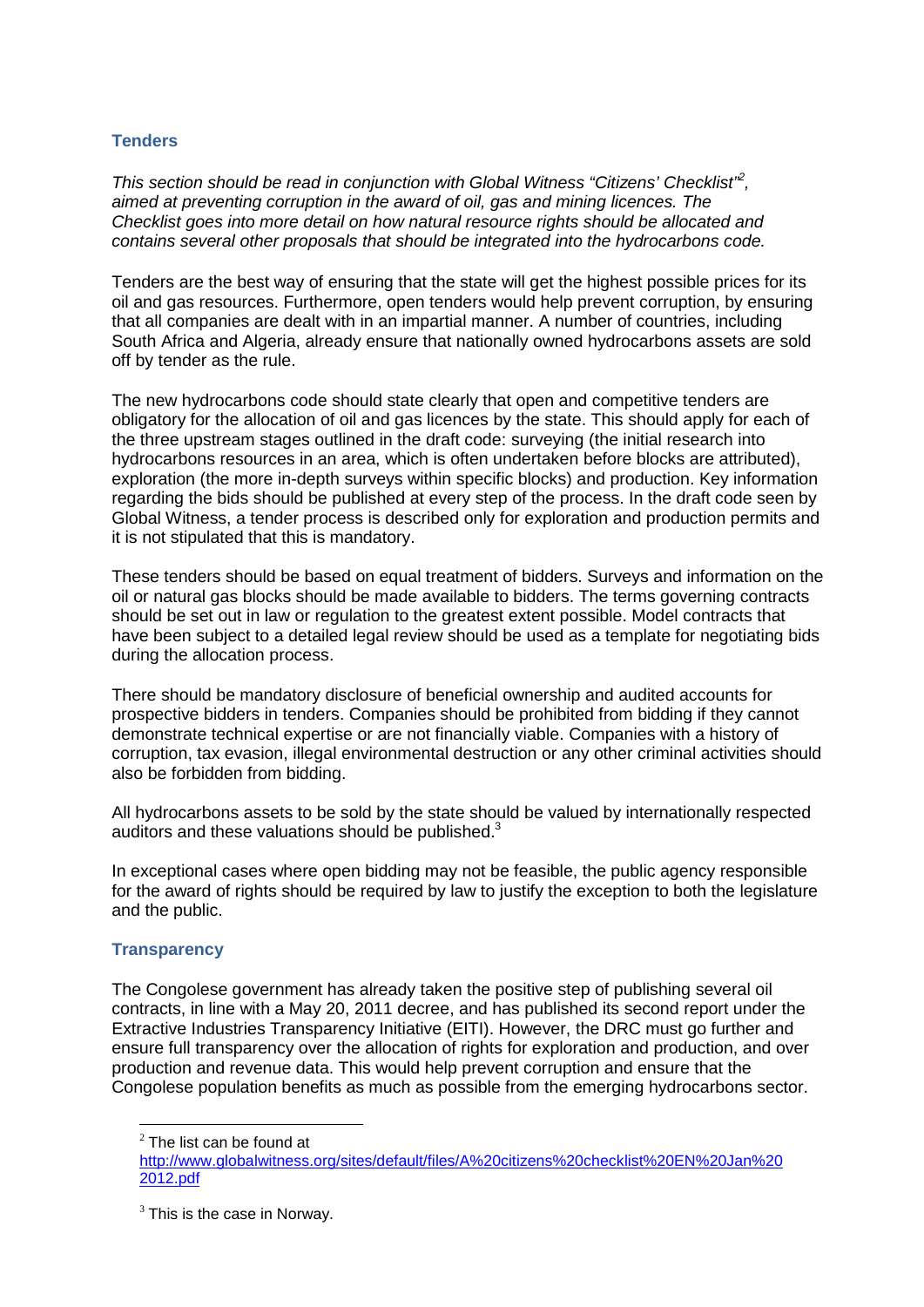## Tenders

*This section should be read in conjunction with Global Witness "Citizens' Checklist"[2], aimed at preventing corruption in the award of oil, gas and mining licences. The Checklist goes into more detail on how natural resource rights should be allocated and contains several other proposals that should be integrated into the hydrocarbons code.*

Tenders are the best way of ensuring that the state will get the highest possible prices for its oil and gas resources. Furthermore, open tenders would help prevent corruption, by ensuring that all companies are dealt with in an impartial manner. A number of countries, including South Africa and Algeria, already ensure that nationally owned hydrocarbons assets are sold off by tender as the rule.

The new hydrocarbons code should state clearly that open and competitive tenders are obligatory for the allocation of oil and gas licences by the state. This should apply for each of the three upstream stages outlined in the draft code: surveying (the initial research into hydrocarbons resources in an area, which is often undertaken before blocks are attributed), exploration (the more in-depth surveys within specific blocks) and production. Key information regarding the bids should be published at every step of the process. In the draft code seen by Global Witness, a tender process is described only for exploration and production permits and it is not stipulated that this is mandatory.

These tenders should be based on equal treatment of bidders. Surveys and information on the oil or natural gas blocks should be made available to bidders. The terms governing contracts should be set out in law or regulation to the greatest extent possible. Model contracts that have been subject to a detailed legal review should be used as a template for negotiating bids during the allocation process.

There should be mandatory disclosure of beneficial ownership and audited accounts for prospective bidders in tenders. Companies should be prohibited from bidding if they cannot demonstrate technical expertise or are not financially viable. Companies with a history of corruption, tax evasion, illegal environmental destruction or any other criminal activities should also be forbidden from bidding.

All hydrocarbons assets to be sold by the state should be valued by internationally respected auditors and these valuations should be published.[3]

In exceptional cases where open bidding may not be feasible, the public agency responsible for the award of rights should be required by law to justify the exception to both the legislature and the public.

## Transparency

The Congolese government has already taken the positive step of publishing several oil contracts, in line with a May 20, 2011 decree, and has published its second report under the Extractive Industries Transparency Initiative (EITI). However, the DRC must go further and ensure full transparency over the allocation of rights for exploration and production, and over production and revenue data. This would help prevent corruption and ensure that the Congolese population benefits as much as possible from the emerging hydrocarbons sector.

---

[2] The list can be found at http://www.globalwitness.org/sites/default/files/A%20citizens%20checklist%20EN%20Jan%202012.pdf

[3] This is the case in Norway.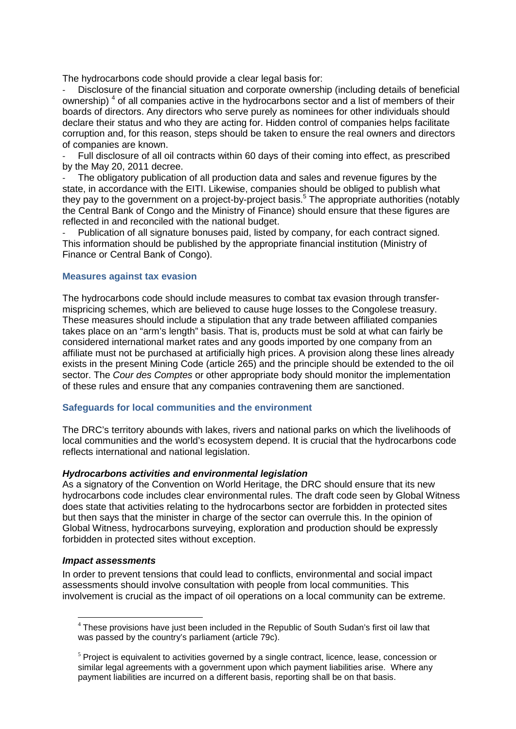The hydrocarbons code should provide a clear legal basis for:

- Disclosure of the financial situation and corporate ownership (including details of beneficial ownership) [4] of all companies active in the hydrocarbons sector and a list of members of their boards of directors. Any directors who serve purely as nominees for other individuals should declare their status and who they are acting for. Hidden control of companies helps facilitate corruption and, for this reason, steps should be taken to ensure the real owners and directors of companies are known.
- Full disclosure of all oil contracts within 60 days of their coming into effect, as prescribed by the May 20, 2011 decree.
- The obligatory publication of all production data and sales and revenue figures by the state, in accordance with the EITI. Likewise, companies should be obliged to publish what they pay to the government on a project-by-project basis.[5] The appropriate authorities (notably the Central Bank of Congo and the Ministry of Finance) should ensure that these figures are reflected in and reconciled with the national budget.
- Publication of all signature bonuses paid, listed by company, for each contract signed. This information should be published by the appropriate financial institution (Ministry of Finance or Central Bank of Congo).

### Measures against tax evasion

The hydrocarbons code should include measures to combat tax evasion through transfer-mispricing schemes, which are believed to cause huge losses to the Congolese treasury. These measures should include a stipulation that any trade between affiliated companies takes place on an "arm's length" basis. That is, products must be sold at what can fairly be considered international market rates and any goods imported by one company from an affiliate must not be purchased at artificially high prices. A provision along these lines already exists in the present Mining Code (article 265) and the principle should be extended to the oil sector. The *Cour des Comptes* or other appropriate body should monitor the implementation of these rules and ensure that any companies contravening them are sanctioned.

### Safeguards for local communities and the environment

The DRC's territory abounds with lakes, rivers and national parks on which the livelihoods of local communities and the world's ecosystem depend. It is crucial that the hydrocarbons code reflects international and national legislation.

#### *Hydrocarbons activities and environmental legislation*

As a signatory of the Convention on World Heritage, the DRC should ensure that its new hydrocarbons code includes clear environmental rules. The draft code seen by Global Witness does state that activities relating to the hydrocarbons sector are forbidden in protected sites but then says that the minister in charge of the sector can overrule this. In the opinion of Global Witness, hydrocarbons surveying, exploration and production should be expressly forbidden in protected sites without exception.

#### *Impact assessments*

In order to prevent tensions that could lead to conflicts, environmental and social impact assessments should involve consultation with people from local communities. This involvement is crucial as the impact of oil operations on a local community can be extreme.

---

[4] These provisions have just been included in the Republic of South Sudan's first oil law that was passed by the country's parliament (article 79c).

[5] Project is equivalent to activities governed by a single contract, licence, lease, concession or similar legal agreements with a government upon which payment liabilities arise. Where any payment liabilities are incurred on a different basis, reporting shall be on that basis.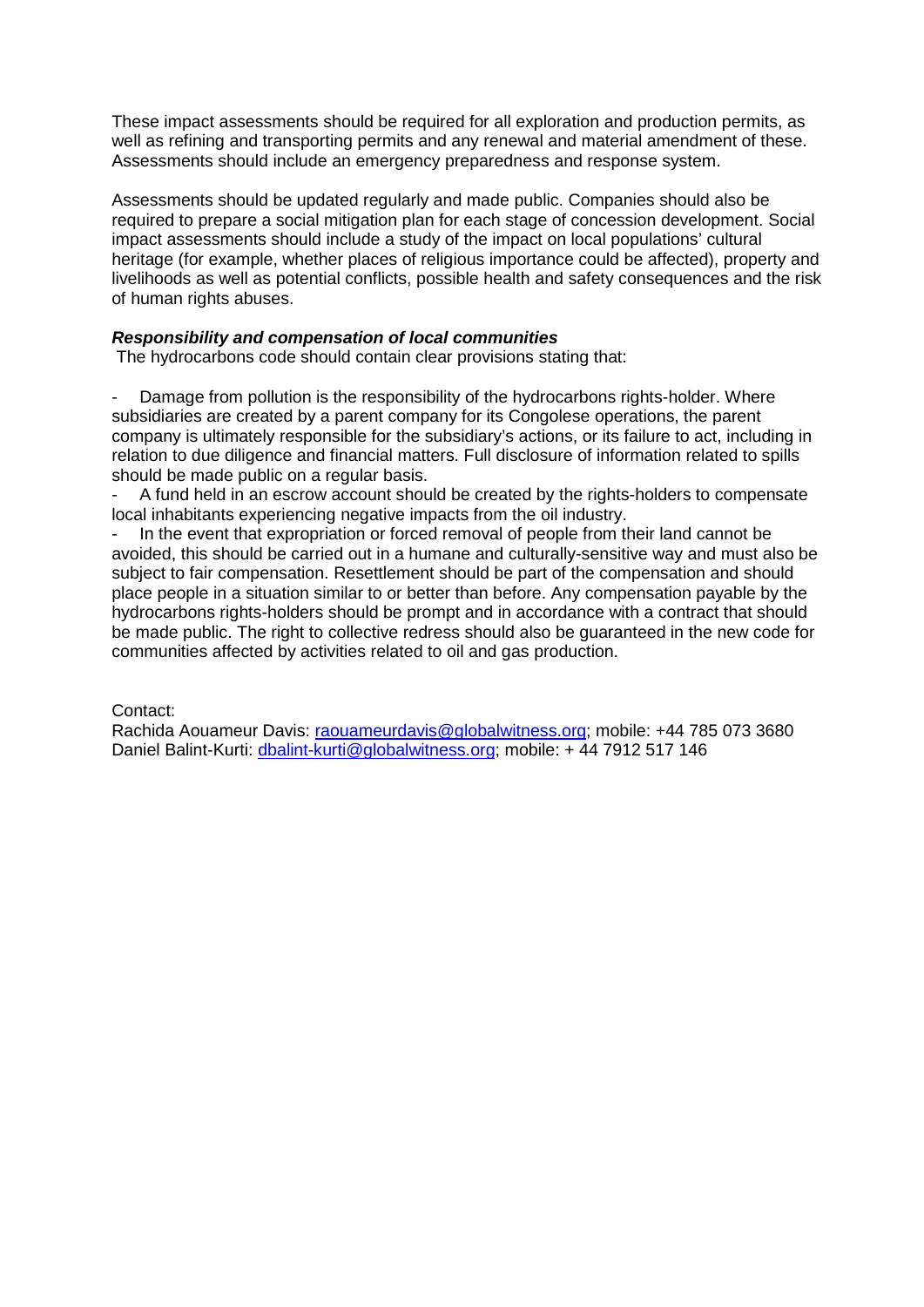These impact assessments should be required for all exploration and production permits, as well as refining and transporting permits and any renewal and material amendment of these. Assessments should include an emergency preparedness and response system.

Assessments should be updated regularly and made public. Companies should also be required to prepare a social mitigation plan for each stage of concession development. Social impact assessments should include a study of the impact on local populations' cultural heritage (for example, whether places of religious importance could be affected), property and livelihoods as well as potential conflicts, possible health and safety consequences and the risk of human rights abuses.

***Responsibility and compensation of local communities***

The hydrocarbons code should contain clear provisions stating that:

- Damage from pollution is the responsibility of the hydrocarbons rights-holder. Where subsidiaries are created by a parent company for its Congolese operations, the parent company is ultimately responsible for the subsidiary's actions, or its failure to act, including in relation to due diligence and financial matters. Full disclosure of information related to spills should be made public on a regular basis.
- A fund held in an escrow account should be created by the rights-holders to compensate local inhabitants experiencing negative impacts from the oil industry.
- In the event that expropriation or forced removal of people from their land cannot be avoided, this should be carried out in a humane and culturally-sensitive way and must also be subject to fair compensation. Resettlement should be part of the compensation and should place people in a situation similar to or better than before. Any compensation payable by the hydrocarbons rights-holders should be prompt and in accordance with a contract that should be made public. The right to collective redress should also be guaranteed in the new code for communities affected by activities related to oil and gas production.

Contact:
Rachida Aouameur Davis: raouameurdavis@globalwitness.org; mobile: +44 785 073 3680
Daniel Balint-Kurti: dbalint-kurti@globalwitness.org; mobile: + 44 7912 517 146